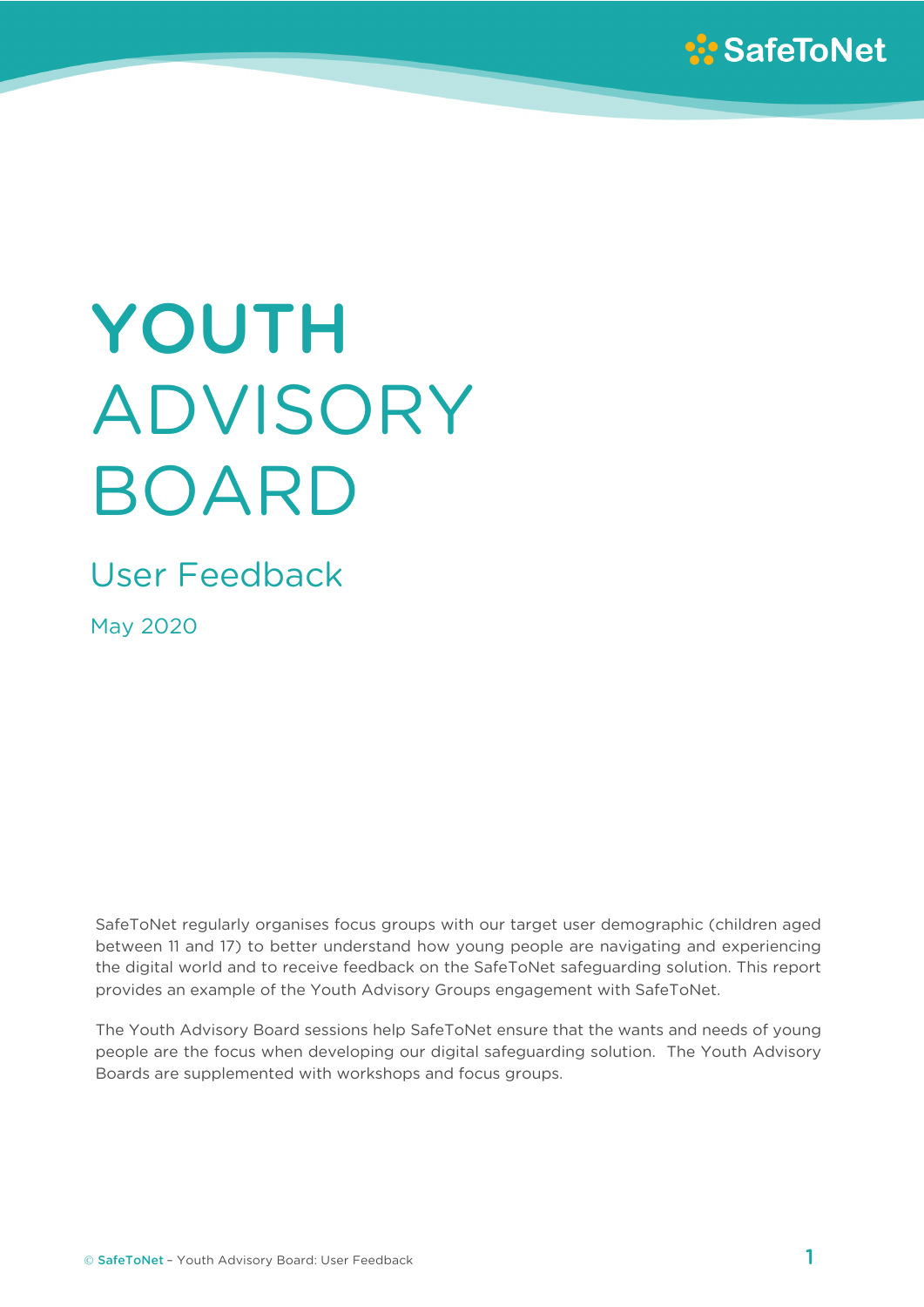# YOUTH ADVISORY BOARD

## User Feedback

May 2020

SafeToNet regularly organises focus groups with our target user demographic (children aged between 11 and 17) to better understand how young people are navigating and experiencing the digital world and to receive feedback on the SafeToNet safeguarding solution. This report provides an example of the Youth Advisory Groups engagement with SafeToNet.

The Youth Advisory Board sessions help SafeToNet ensure that the wants and needs of young people are the focus when developing our digital safeguarding solution. The Youth Advisory Boards are supplemented with workshops and focus groups.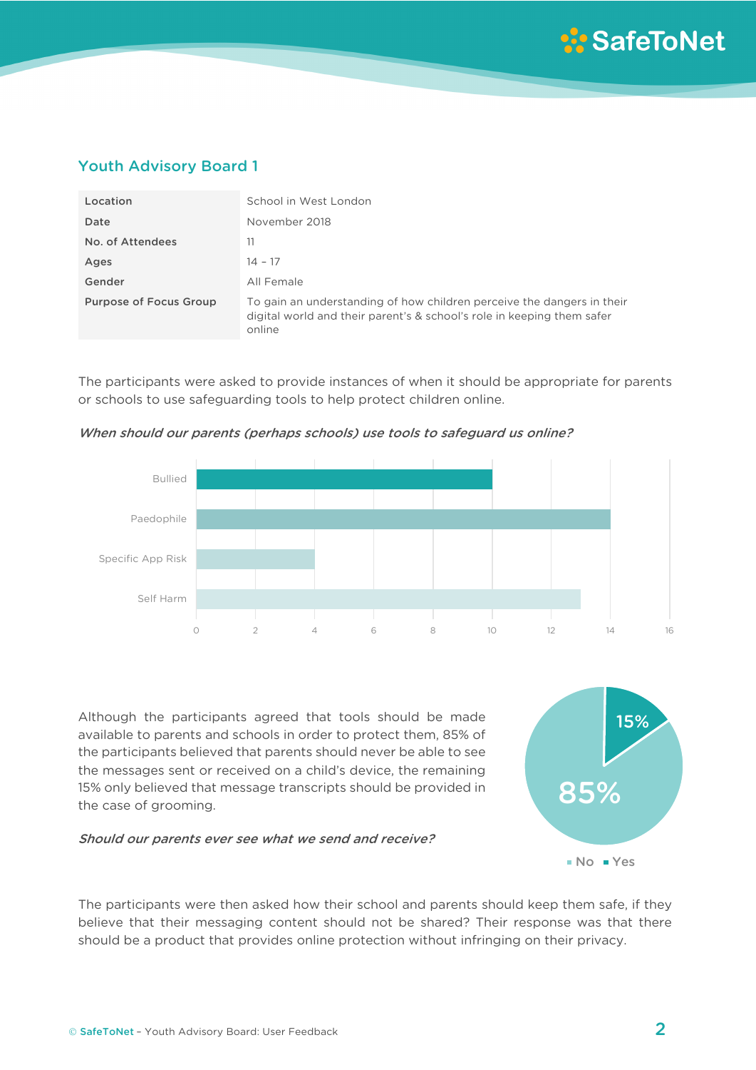## Youth Advisory Board 1

| Location | School in West London |
|---|---|
| Date | November 2018 |
| No. of Attendees | 11 |
| Ages | 14 – 17 |
| Gender | All Female |
| Purpose of Focus Group | To gain an understanding of how children perceive the dangers in their digital world and their parent's & school's role in keeping them safer online |

The participants were asked to provide instances of when it should be appropriate for parents or schools to use safeguarding tools to help protect children online.

*When should our parents (perhaps schools) use tools to safeguard us online?*

| Category | Value |
|---|---|
| Bullied | 10 |
| Paedophile | 14 |
| Specific App Risk | 4 |
| Self Harm | 13 |

Although the participants agreed that tools should be made available to parents and schools in order to protect them, 85% of the participants believed that parents should never be able to see the messages sent or received on a child's device, the remaining 15% only believed that message transcripts should be provided in the case of grooming.

*Should our parents ever see what we send and receive?*

| Response | Percentage |
|---|---|
| No | 85% |
| Yes | 15% |

The participants were then asked how their school and parents should keep them safe, if they believe that their messaging content should not be shared? Their response was that there should be a product that provides online protection without infringing on their privacy.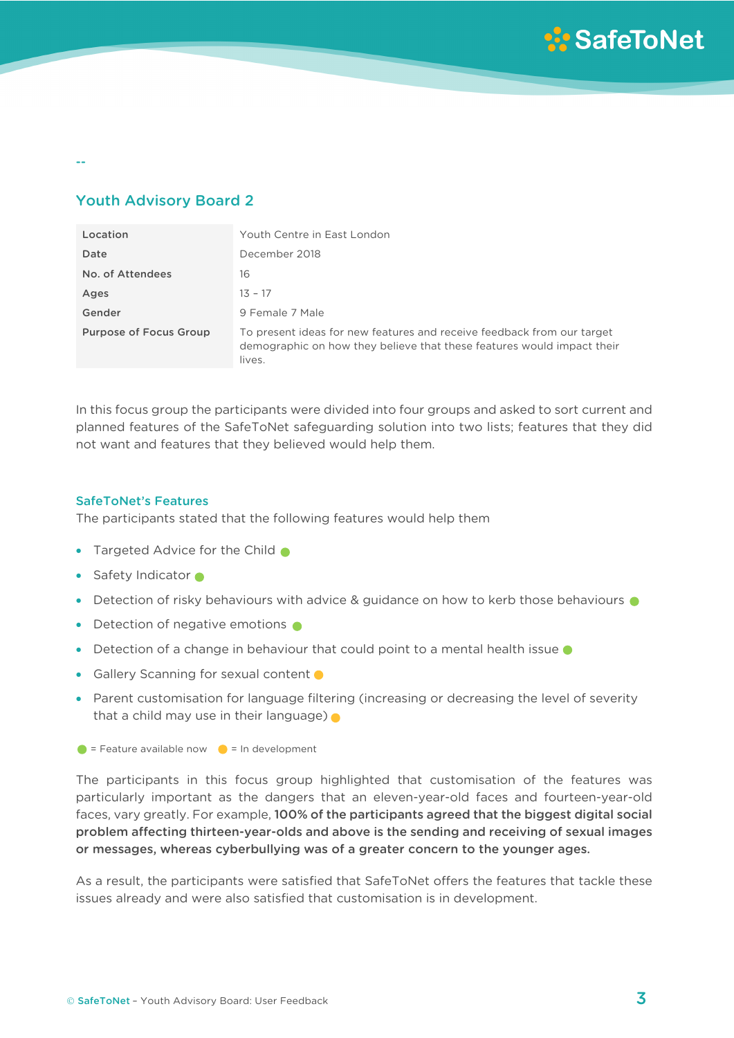--

## Youth Advisory Board 2

| | |
|---|---|
| Location | Youth Centre in East London |
| Date | December 2018 |
| No. of Attendees | 16 |
| Ages | 13 – 17 |
| Gender | 9 Female 7 Male |
| Purpose of Focus Group | To present ideas for new features and receive feedback from our target demographic on how they believe that these features would impact their lives. |

In this focus group the participants were divided into four groups and asked to sort current and planned features of the SafeToNet safeguarding solution into two lists; features that they did not want and features that they believed would help them.

### SafeToNet's Features

The participants stated that the following features would help them

- Targeted Advice for the Child 🟢
- Safety Indicator 🟢
- Detection of risky behaviours with advice & guidance on how to kerb those behaviours 🟢
- Detection of negative emotions 🟢
- Detection of a change in behaviour that could point to a mental health issue 🟢
- Gallery Scanning for sexual content 🟠
- Parent customisation for language filtering (increasing or decreasing the level of severity that a child may use in their language) 🟠

🟢 = Feature available now 🟠 = In development

The participants in this focus group highlighted that customisation of the features was particularly important as the dangers that an eleven-year-old faces and fourteen-year-old faces, vary greatly. For example, **100% of the participants agreed that the biggest digital social problem affecting thirteen-year-olds and above is the sending and receiving of sexual images or messages, whereas cyberbullying was of a greater concern to the younger ages.**

As a result, the participants were satisfied that SafeToNet offers the features that tackle these issues already and were also satisfied that customisation is in development.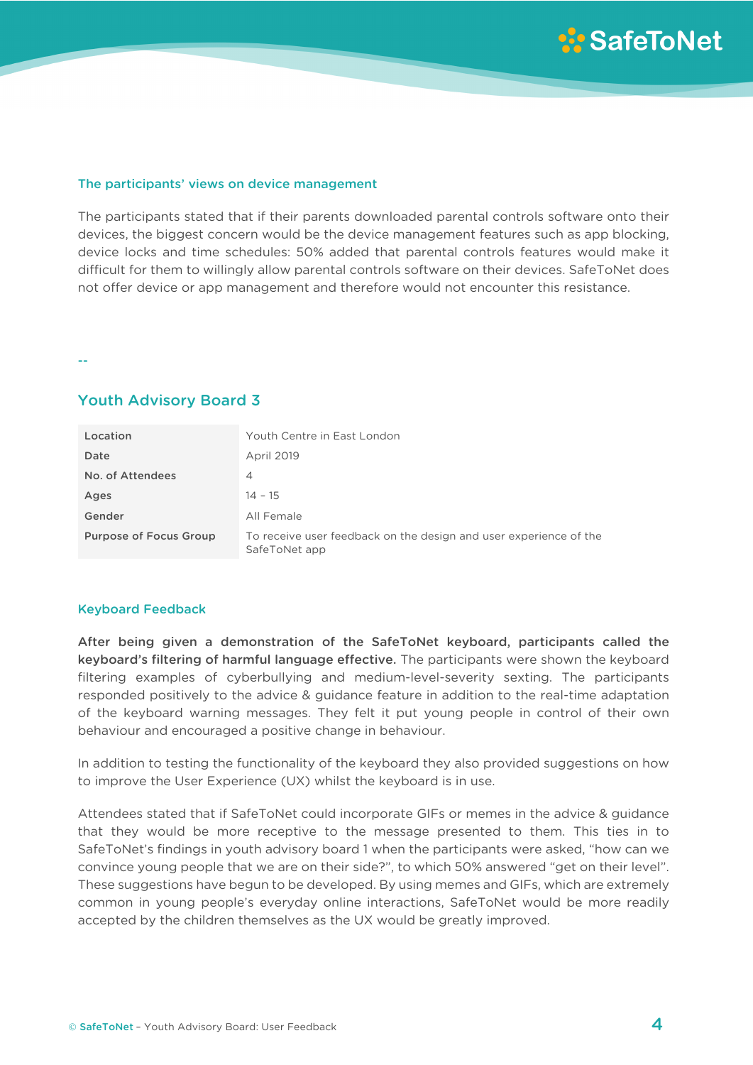### The participants' views on device management

The participants stated that if their parents downloaded parental controls software onto their devices, the biggest concern would be the device management features such as app blocking, device locks and time schedules: 50% added that parental controls features would make it difficult for them to willingly allow parental controls software on their devices. SafeToNet does not offer device or app management and therefore would not encounter this resistance.

--

## Youth Advisory Board 3

| | |
|---|---|
| **Location** | Youth Centre in East London |
| **Date** | April 2019 |
| **No. of Attendees** | 4 |
| **Ages** | 14 – 15 |
| **Gender** | All Female |
| **Purpose of Focus Group** | To receive user feedback on the design and user experience of the SafeToNet app |

### Keyboard Feedback

**After being given a demonstration of the SafeToNet keyboard, participants called the keyboard's filtering of harmful language effective.** The participants were shown the keyboard filtering examples of cyberbullying and medium-level-severity sexting. The participants responded positively to the advice & guidance feature in addition to the real-time adaptation of the keyboard warning messages. They felt it put young people in control of their own behaviour and encouraged a positive change in behaviour.

In addition to testing the functionality of the keyboard they also provided suggestions on how to improve the User Experience (UX) whilst the keyboard is in use.

Attendees stated that if SafeToNet could incorporate GIFs or memes in the advice & guidance that they would be more receptive to the message presented to them. This ties in to SafeToNet's findings in youth advisory board 1 when the participants were asked, "how can we convince young people that we are on their side?", to which 50% answered "get on their level". These suggestions have begun to be developed. By using memes and GIFs, which are extremely common in young people's everyday online interactions, SafeToNet would be more readily accepted by the children themselves as the UX would be greatly improved.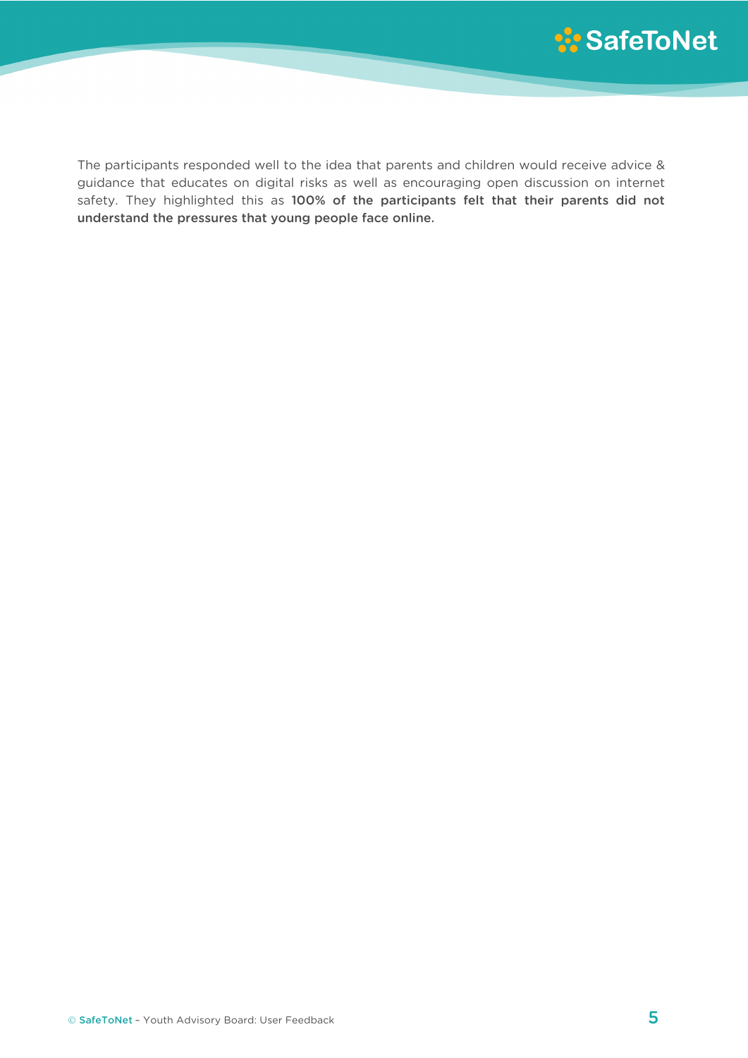The participants responded well to the idea that parents and children would receive advice & guidance that educates on digital risks as well as encouraging open discussion on internet safety. They highlighted this as **100% of the participants felt that their parents did not understand the pressures that young people face online.**